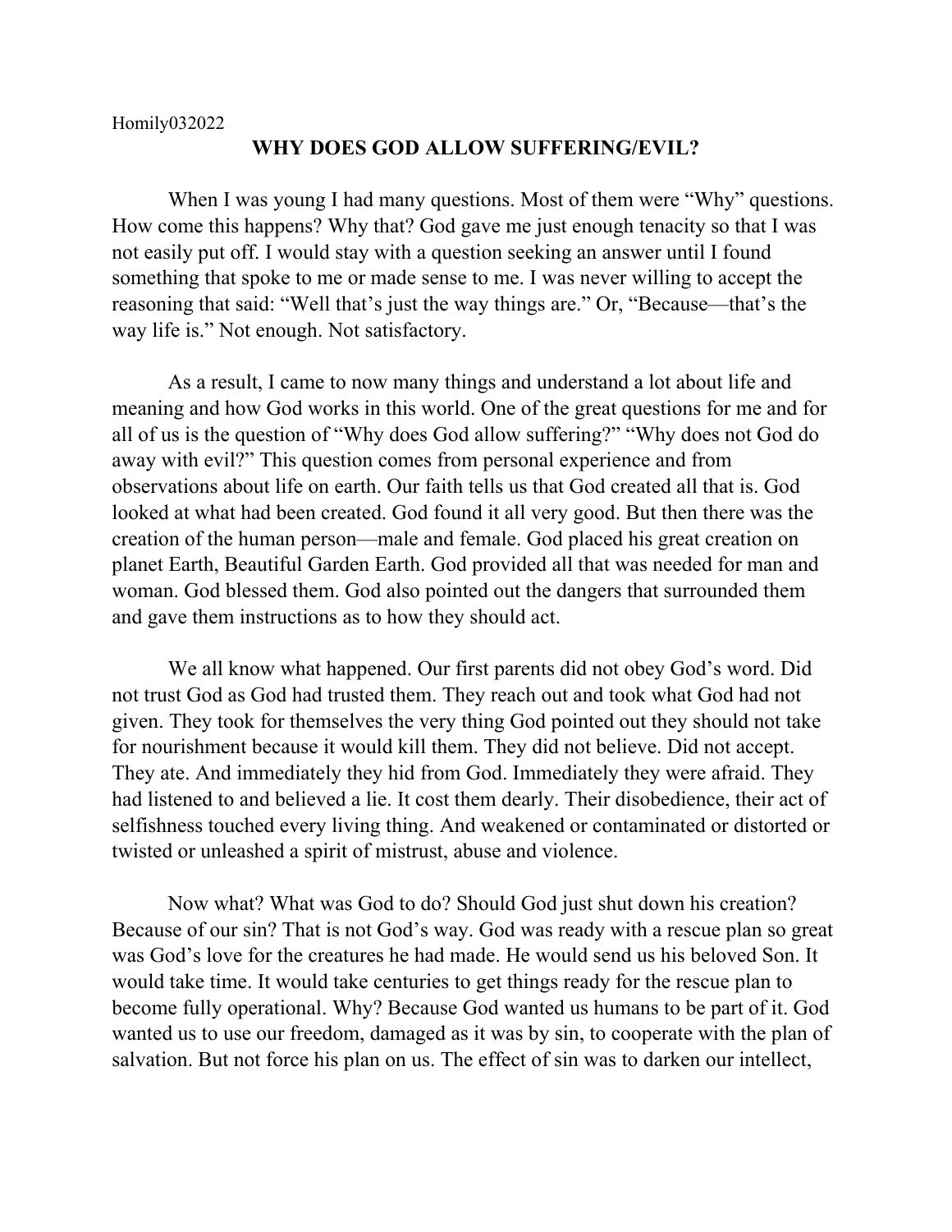Homily032022

# WHY DOES GOD ALLOW SUFFERING/EVIL?

When I was young I had many questions. Most of them were "Why" questions. How come this happens? Why that? God gave me just enough tenacity so that I was not easily put off. I would stay with a question seeking an answer until I found something that spoke to me or made sense to me. I was never willing to accept the reasoning that said: "Well that's just the way things are." Or, "Because—that's the way life is." Not enough. Not satisfactory.

As a result, I came to now many things and understand a lot about life and meaning and how God works in this world. One of the great questions for me and for all of us is the question of "Why does God allow suffering?" "Why does not God do away with evil?" This question comes from personal experience and from observations about life on earth. Our faith tells us that God created all that is. God looked at what had been created. God found it all very good. But then there was the creation of the human person—male and female. God placed his great creation on planet Earth, Beautiful Garden Earth. God provided all that was needed for man and woman. God blessed them. God also pointed out the dangers that surrounded them and gave them instructions as to how they should act.

We all know what happened. Our first parents did not obey God's word. Did not trust God as God had trusted them. They reach out and took what God had not given. They took for themselves the very thing God pointed out they should not take for nourishment because it would kill them. They did not believe. Did not accept. They ate. And immediately they hid from God. Immediately they were afraid. They had listened to and believed a lie. It cost them dearly. Their disobedience, their act of selfishness touched every living thing. And weakened or contaminated or distorted or twisted or unleashed a spirit of mistrust, abuse and violence.

Now what? What was God to do? Should God just shut down his creation? Because of our sin? That is not God's way. God was ready with a rescue plan so great was God's love for the creatures he had made. He would send us his beloved Son. It would take time. It would take centuries to get things ready for the rescue plan to become fully operational. Why? Because God wanted us humans to be part of it. God wanted us to use our freedom, damaged as it was by sin, to cooperate with the plan of salvation. But not force his plan on us. The effect of sin was to darken our intellect,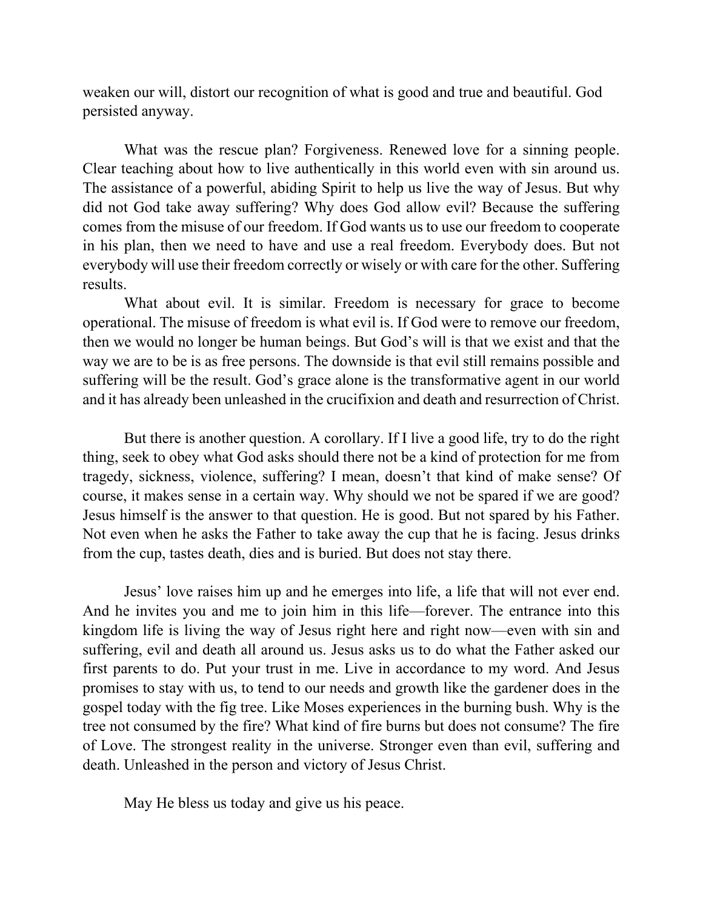weaken our will, distort our recognition of what is good and true and beautiful. God persisted anyway.

What was the rescue plan? Forgiveness. Renewed love for a sinning people. Clear teaching about how to live authentically in this world even with sin around us. The assistance of a powerful, abiding Spirit to help us live the way of Jesus. But why did not God take away suffering? Why does God allow evil? Because the suffering comes from the misuse of our freedom. If God wants us to use our freedom to cooperate in his plan, then we need to have and use a real freedom. Everybody does. But not everybody will use their freedom correctly or wisely or with care for the other. Suffering results.

What about evil. It is similar. Freedom is necessary for grace to become operational. The misuse of freedom is what evil is. If God were to remove our freedom, then we would no longer be human beings. But God's will is that we exist and that the way we are to be is as free persons. The downside is that evil still remains possible and suffering will be the result. God's grace alone is the transformative agent in our world and it has already been unleashed in the crucifixion and death and resurrection of Christ.

But there is another question. A corollary. If I live a good life, try to do the right thing, seek to obey what God asks should there not be a kind of protection for me from tragedy, sickness, violence, suffering? I mean, doesn't that kind of make sense? Of course, it makes sense in a certain way. Why should we not be spared if we are good? Jesus himself is the answer to that question. He is good. But not spared by his Father. Not even when he asks the Father to take away the cup that he is facing. Jesus drinks from the cup, tastes death, dies and is buried. But does not stay there.

Jesus' love raises him up and he emerges into life, a life that will not ever end. And he invites you and me to join him in this life—forever. The entrance into this kingdom life is living the way of Jesus right here and right now—even with sin and suffering, evil and death all around us. Jesus asks us to do what the Father asked our first parents to do. Put your trust in me. Live in accordance to my word. And Jesus promises to stay with us, to tend to our needs and growth like the gardener does in the gospel today with the fig tree. Like Moses experiences in the burning bush. Why is the tree not consumed by the fire? What kind of fire burns but does not consume? The fire of Love. The strongest reality in the universe. Stronger even than evil, suffering and death. Unleashed in the person and victory of Jesus Christ.

May He bless us today and give us his peace.